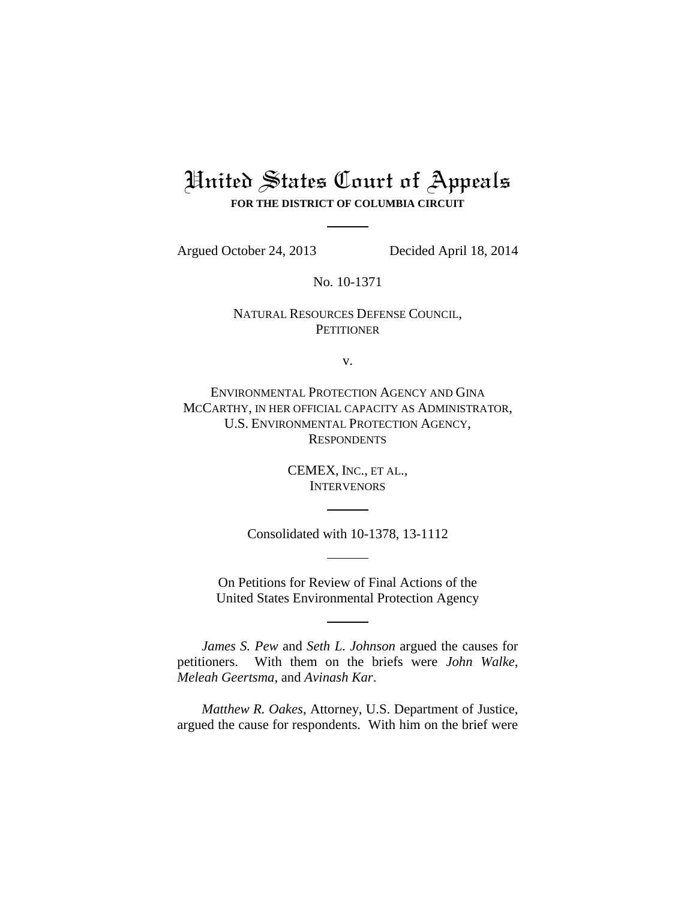# United States Court of Appeals

**FOR THE DISTRICT OF COLUMBIA CIRCUIT**

---

Argued October 24, 2013 Decided April 18, 2014

No. 10-1371

NATURAL RESOURCES DEFENSE COUNCIL,
PETITIONER

v.

ENVIRONMENTAL PROTECTION AGENCY AND GINA MCCARTHY, IN HER OFFICIAL CAPACITY AS ADMINISTRATOR, U.S. ENVIRONMENTAL PROTECTION AGENCY,
RESPONDENTS

CEMEX, INC., ET AL.,
INTERVENORS

---

Consolidated with 10-1378, 13-1112

---

On Petitions for Review of Final Actions of the United States Environmental Protection Agency

---

*James S. Pew* and *Seth L. Johnson* argued the causes for petitioners. With them on the briefs were *John Walke*, *Meleah Geertsma*, and *Avinash Kar*.

*Matthew R. Oakes*, Attorney, U.S. Department of Justice, argued the cause for respondents. With him on the brief were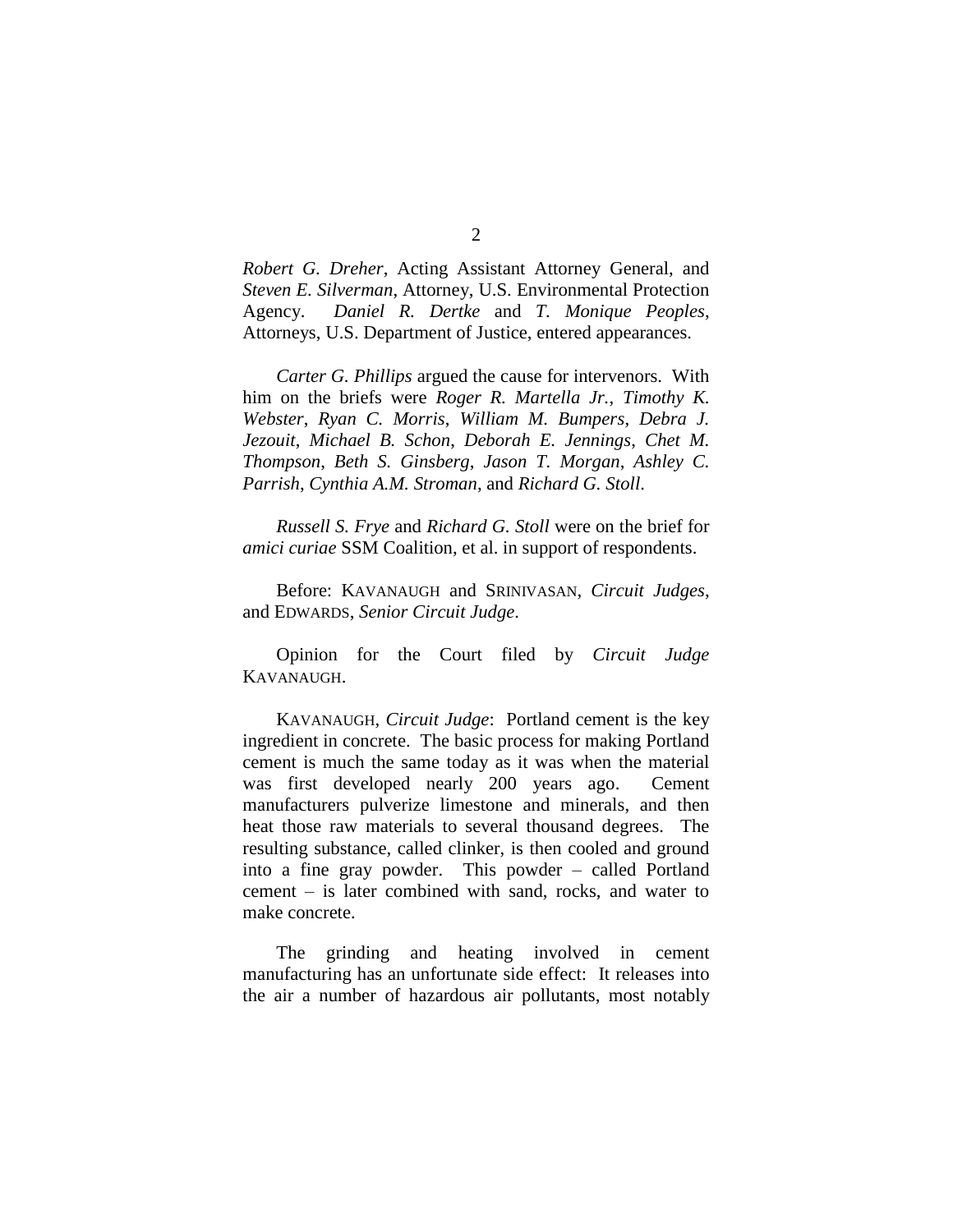*Robert G. Dreher*, Acting Assistant Attorney General, and *Steven E. Silverman*, Attorney, U.S. Environmental Protection Agency. *Daniel R. Dertke* and *T. Monique Peoples*, Attorneys, U.S. Department of Justice, entered appearances.

*Carter G. Phillips* argued the cause for intervenors. With him on the briefs were *Roger R. Martella Jr.*, *Timothy K. Webster*, *Ryan C. Morris*, *William M. Bumpers*, *Debra J. Jezouit*, *Michael B. Schon*, *Deborah E. Jennings*, *Chet M. Thompson*, *Beth S. Ginsberg*, *Jason T. Morgan*, *Ashley C. Parrish*, *Cynthia A.M. Stroman*, and *Richard G. Stoll*.

*Russell S. Frye* and *Richard G. Stoll* were on the brief for *amici curiae* SSM Coalition, et al. in support of respondents.

Before: KAVANAUGH and SRINIVASAN, *Circuit Judges*, and EDWARDS, *Senior Circuit Judge*.

Opinion for the Court filed by *Circuit Judge* KAVANAUGH.

KAVANAUGH, *Circuit Judge*: Portland cement is the key ingredient in concrete. The basic process for making Portland cement is much the same today as it was when the material was first developed nearly 200 years ago. Cement manufacturers pulverize limestone and minerals, and then heat those raw materials to several thousand degrees. The resulting substance, called clinker, is then cooled and ground into a fine gray powder. This powder – called Portland cement – is later combined with sand, rocks, and water to make concrete.

The grinding and heating involved in cement manufacturing has an unfortunate side effect: It releases into the air a number of hazardous air pollutants, most notably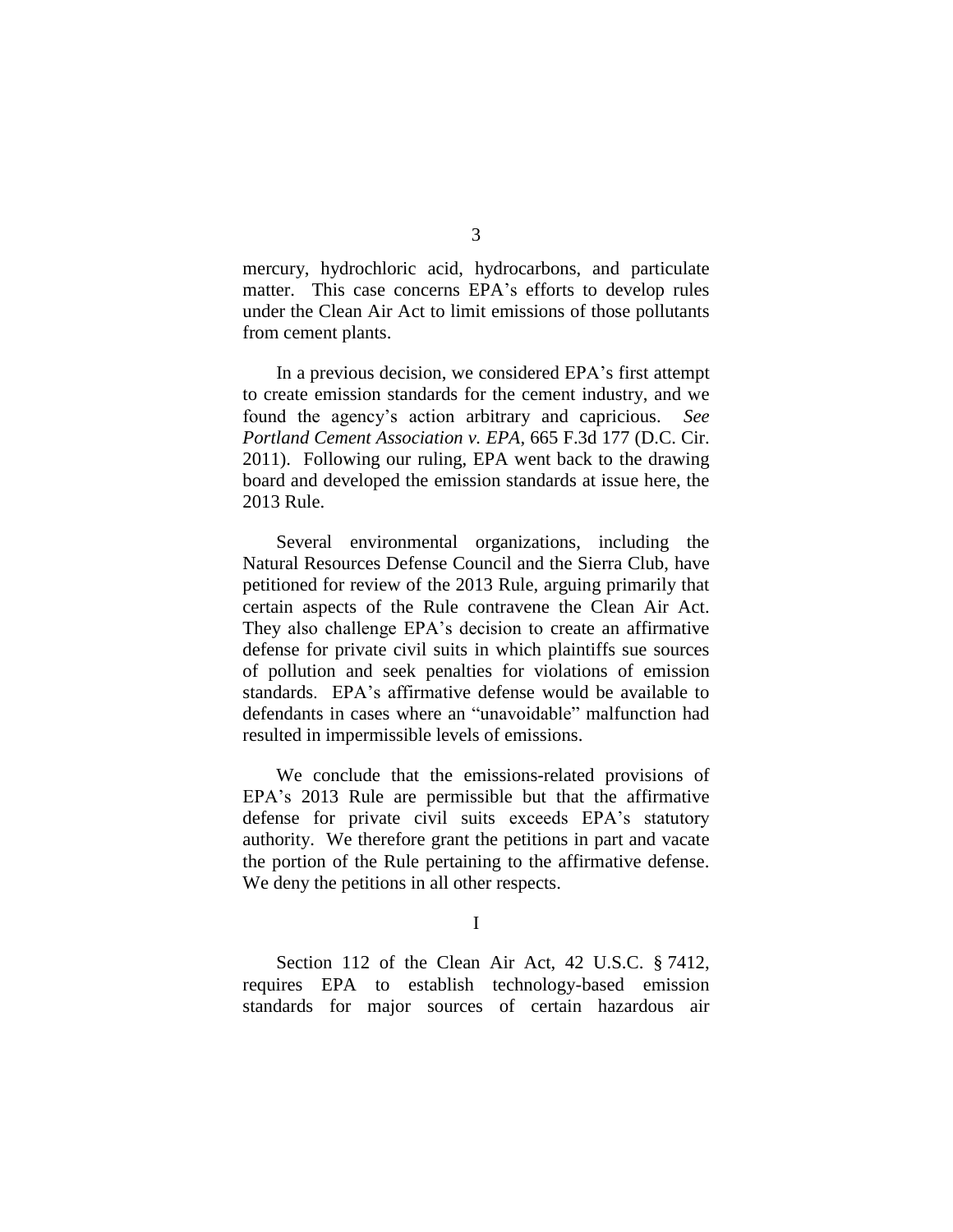mercury, hydrochloric acid, hydrocarbons, and particulate matter. This case concerns EPA's efforts to develop rules under the Clean Air Act to limit emissions of those pollutants from cement plants.

In a previous decision, we considered EPA's first attempt to create emission standards for the cement industry, and we found the agency's action arbitrary and capricious. *See Portland Cement Association v. EPA*, 665 F.3d 177 (D.C. Cir. 2011). Following our ruling, EPA went back to the drawing board and developed the emission standards at issue here, the 2013 Rule.

Several environmental organizations, including the Natural Resources Defense Council and the Sierra Club, have petitioned for review of the 2013 Rule, arguing primarily that certain aspects of the Rule contravene the Clean Air Act. They also challenge EPA's decision to create an affirmative defense for private civil suits in which plaintiffs sue sources of pollution and seek penalties for violations of emission standards. EPA's affirmative defense would be available to defendants in cases where an "unavoidable" malfunction had resulted in impermissible levels of emissions.

We conclude that the emissions-related provisions of EPA's 2013 Rule are permissible but that the affirmative defense for private civil suits exceeds EPA's statutory authority. We therefore grant the petitions in part and vacate the portion of the Rule pertaining to the affirmative defense. We deny the petitions in all other respects.

## I

Section 112 of the Clean Air Act, 42 U.S.C. § 7412, requires EPA to establish technology-based emission standards for major sources of certain hazardous air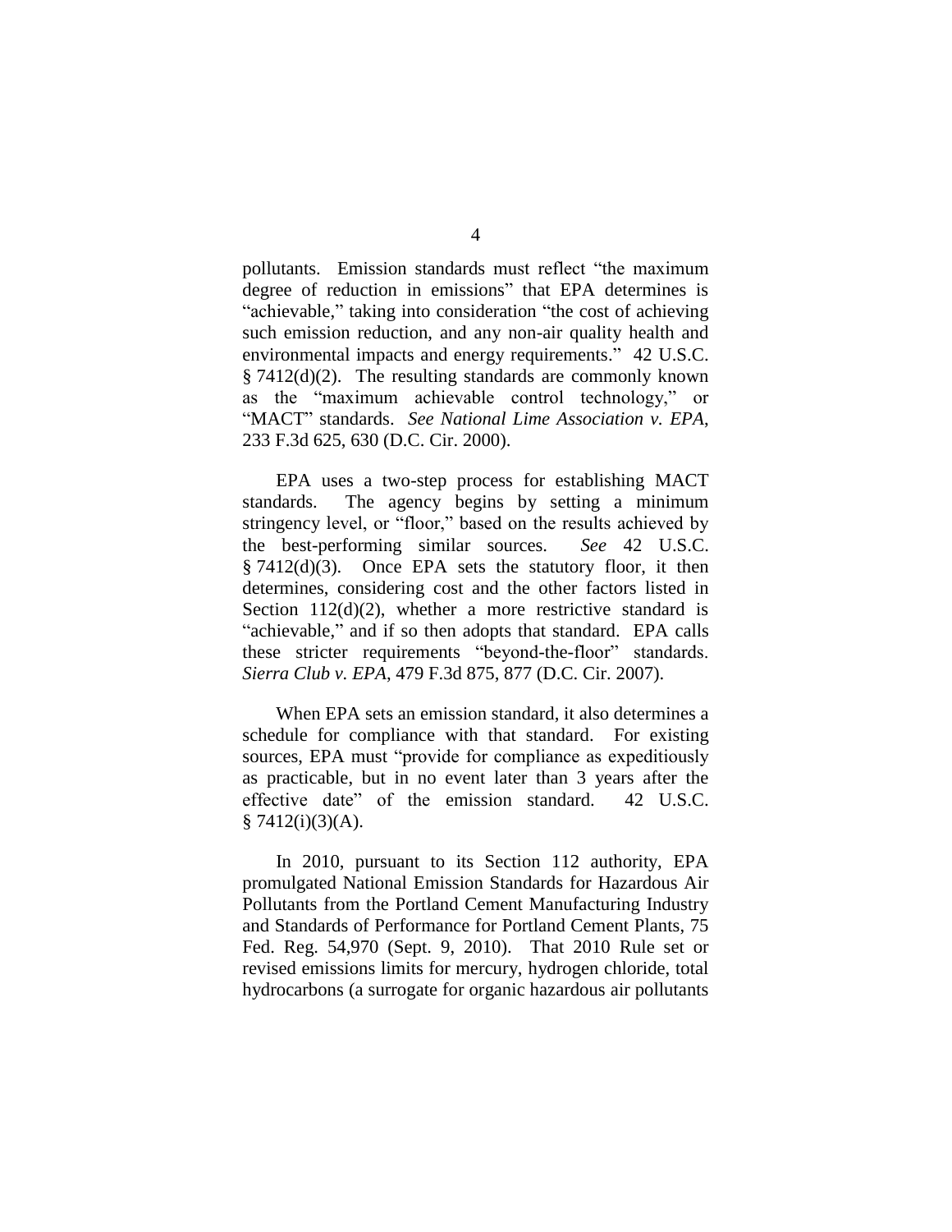pollutants. Emission standards must reflect "the maximum degree of reduction in emissions" that EPA determines is "achievable," taking into consideration "the cost of achieving such emission reduction, and any non-air quality health and environmental impacts and energy requirements." 42 U.S.C. § 7412(d)(2). The resulting standards are commonly known as the "maximum achievable control technology," or "MACT" standards. *See National Lime Association v. EPA*, 233 F.3d 625, 630 (D.C. Cir. 2000).

EPA uses a two-step process for establishing MACT standards. The agency begins by setting a minimum stringency level, or "floor," based on the results achieved by the best-performing similar sources. *See* 42 U.S.C. § 7412(d)(3). Once EPA sets the statutory floor, it then determines, considering cost and the other factors listed in Section 112(d)(2), whether a more restrictive standard is "achievable," and if so then adopts that standard. EPA calls these stricter requirements "beyond-the-floor" standards. *Sierra Club v. EPA*, 479 F.3d 875, 877 (D.C. Cir. 2007).

When EPA sets an emission standard, it also determines a schedule for compliance with that standard. For existing sources, EPA must "provide for compliance as expeditiously as practicable, but in no event later than 3 years after the effective date" of the emission standard. 42 U.S.C. § 7412(i)(3)(A).

In 2010, pursuant to its Section 112 authority, EPA promulgated National Emission Standards for Hazardous Air Pollutants from the Portland Cement Manufacturing Industry and Standards of Performance for Portland Cement Plants, 75 Fed. Reg. 54,970 (Sept. 9, 2010). That 2010 Rule set or revised emissions limits for mercury, hydrogen chloride, total hydrocarbons (a surrogate for organic hazardous air pollutants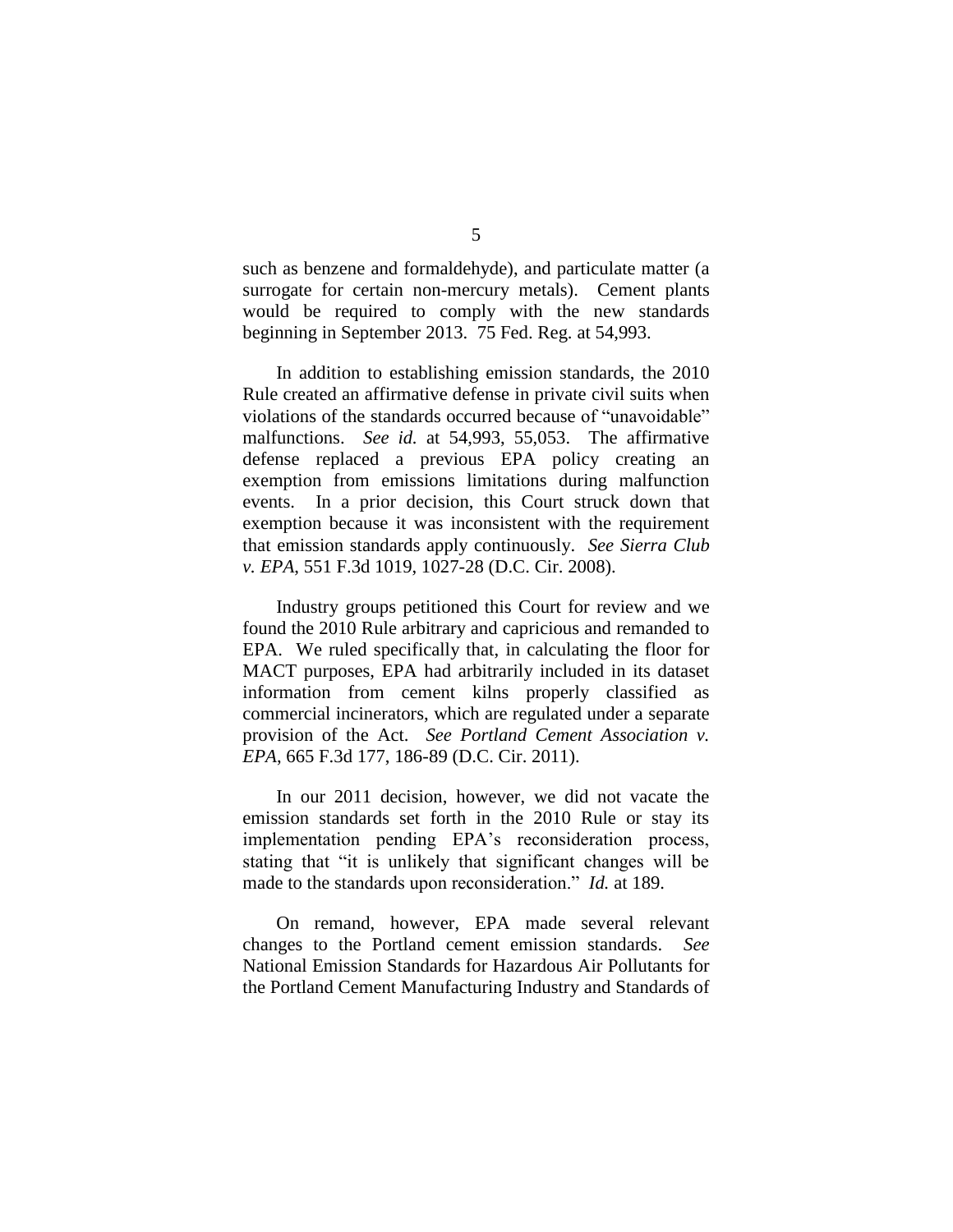such as benzene and formaldehyde), and particulate matter (a surrogate for certain non-mercury metals). Cement plants would be required to comply with the new standards beginning in September 2013. 75 Fed. Reg. at 54,993.

In addition to establishing emission standards, the 2010 Rule created an affirmative defense in private civil suits when violations of the standards occurred because of "unavoidable" malfunctions. *See id.* at 54,993, 55,053. The affirmative defense replaced a previous EPA policy creating an exemption from emissions limitations during malfunction events. In a prior decision, this Court struck down that exemption because it was inconsistent with the requirement that emission standards apply continuously. *See Sierra Club v. EPA*, 551 F.3d 1019, 1027-28 (D.C. Cir. 2008).

Industry groups petitioned this Court for review and we found the 2010 Rule arbitrary and capricious and remanded to EPA. We ruled specifically that, in calculating the floor for MACT purposes, EPA had arbitrarily included in its dataset information from cement kilns properly classified as commercial incinerators, which are regulated under a separate provision of the Act. *See Portland Cement Association v. EPA*, 665 F.3d 177, 186-89 (D.C. Cir. 2011).

In our 2011 decision, however, we did not vacate the emission standards set forth in the 2010 Rule or stay its implementation pending EPA's reconsideration process, stating that "it is unlikely that significant changes will be made to the standards upon reconsideration." *Id.* at 189.

On remand, however, EPA made several relevant changes to the Portland cement emission standards. *See* National Emission Standards for Hazardous Air Pollutants for the Portland Cement Manufacturing Industry and Standards of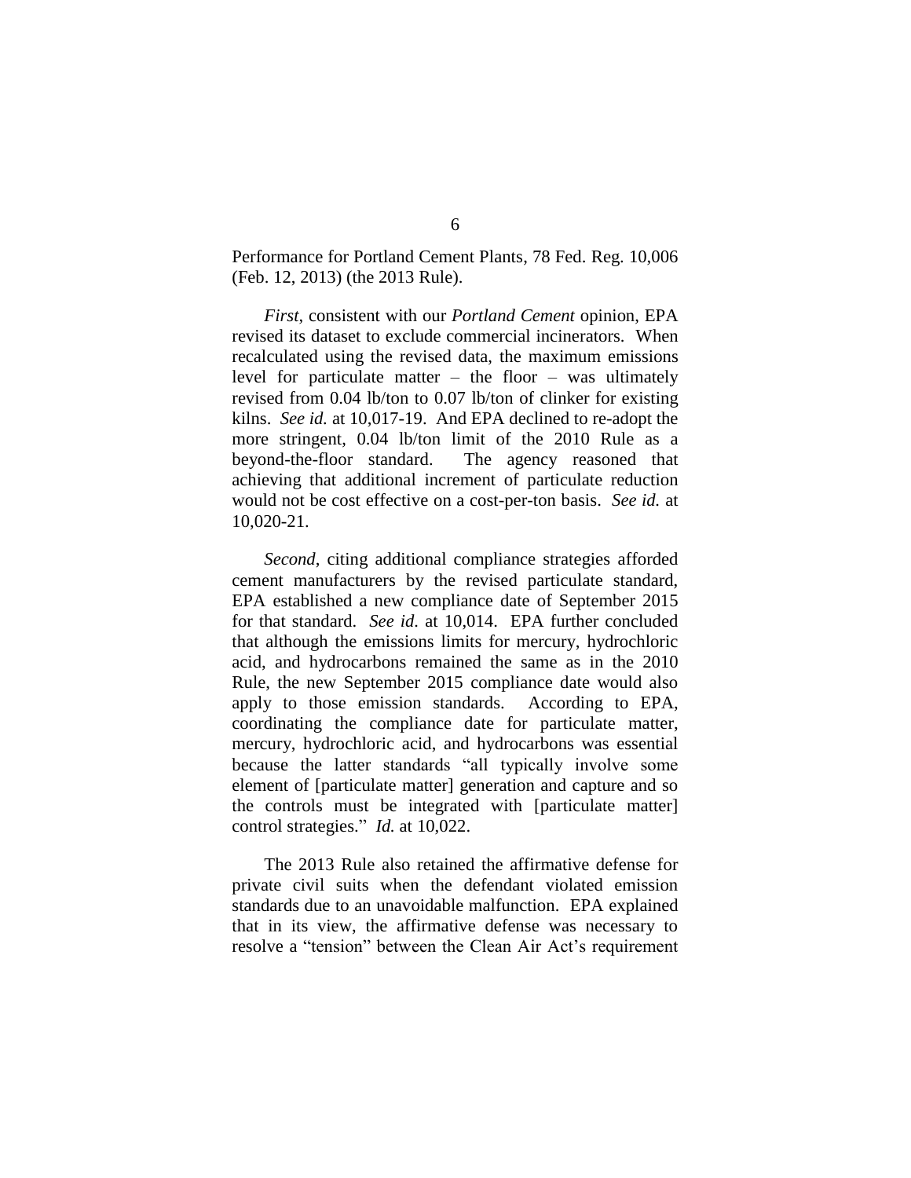Performance for Portland Cement Plants, 78 Fed. Reg. 10,006 (Feb. 12, 2013) (the 2013 Rule).

*First*, consistent with our *Portland Cement* opinion, EPA revised its dataset to exclude commercial incinerators. When recalculated using the revised data, the maximum emissions level for particulate matter – the floor – was ultimately revised from 0.04 lb/ton to 0.07 lb/ton of clinker for existing kilns. *See id.* at 10,017-19. And EPA declined to re-adopt the more stringent, 0.04 lb/ton limit of the 2010 Rule as a beyond-the-floor standard. The agency reasoned that achieving that additional increment of particulate reduction would not be cost effective on a cost-per-ton basis. *See id.* at 10,020-21.

*Second*, citing additional compliance strategies afforded cement manufacturers by the revised particulate standard, EPA established a new compliance date of September 2015 for that standard. *See id.* at 10,014. EPA further concluded that although the emissions limits for mercury, hydrochloric acid, and hydrocarbons remained the same as in the 2010 Rule, the new September 2015 compliance date would also apply to those emission standards. According to EPA, coordinating the compliance date for particulate matter, mercury, hydrochloric acid, and hydrocarbons was essential because the latter standards "all typically involve some element of [particulate matter] generation and capture and so the controls must be integrated with [particulate matter] control strategies." *Id.* at 10,022.

The 2013 Rule also retained the affirmative defense for private civil suits when the defendant violated emission standards due to an unavoidable malfunction. EPA explained that in its view, the affirmative defense was necessary to resolve a "tension" between the Clean Air Act's requirement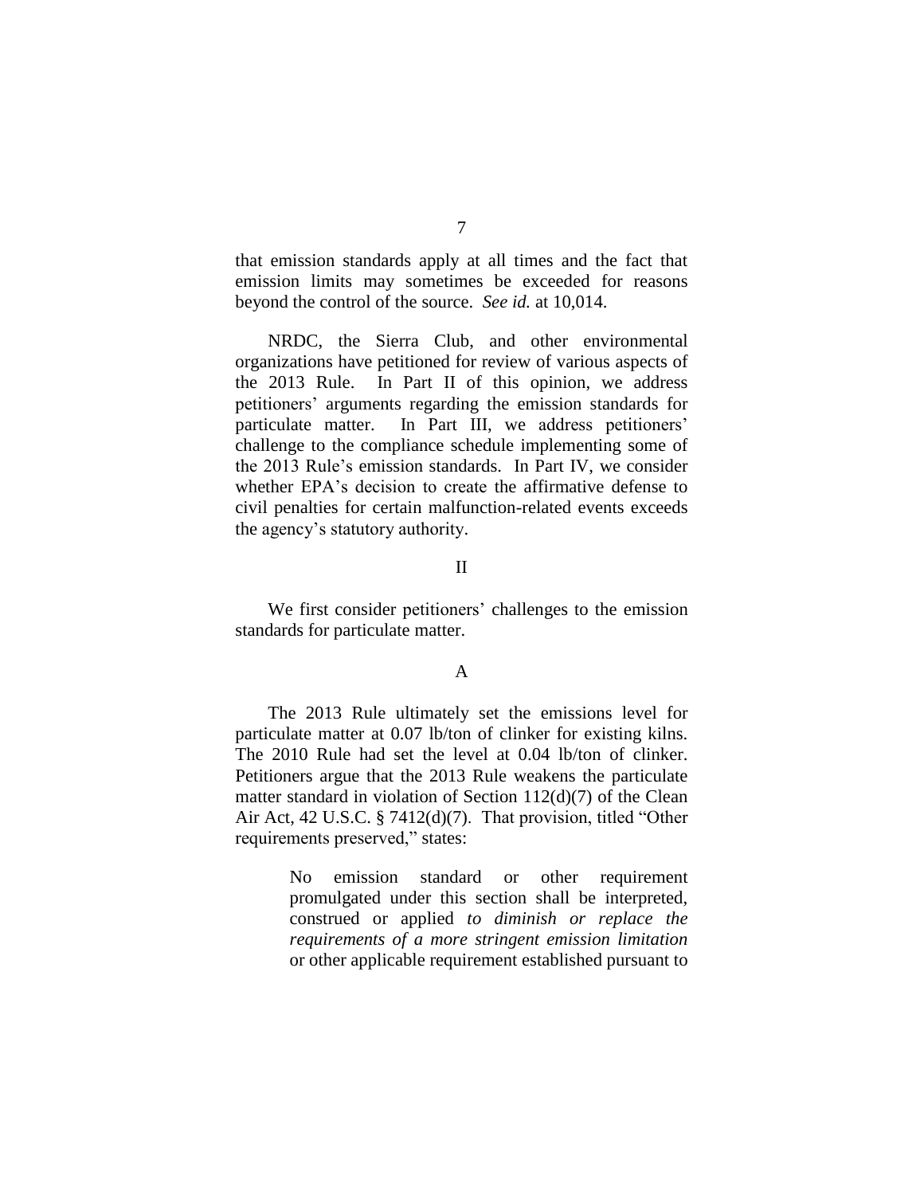that emission standards apply at all times and the fact that emission limits may sometimes be exceeded for reasons beyond the control of the source. *See id.* at 10,014.

NRDC, the Sierra Club, and other environmental organizations have petitioned for review of various aspects of the 2013 Rule. In Part II of this opinion, we address petitioners' arguments regarding the emission standards for particulate matter. In Part III, we address petitioners' challenge to the compliance schedule implementing some of the 2013 Rule's emission standards. In Part IV, we consider whether EPA's decision to create the affirmative defense to civil penalties for certain malfunction-related events exceeds the agency's statutory authority.

## II

We first consider petitioners' challenges to the emission standards for particulate matter.

### A

The 2013 Rule ultimately set the emissions level for particulate matter at 0.07 lb/ton of clinker for existing kilns. The 2010 Rule had set the level at 0.04 lb/ton of clinker. Petitioners argue that the 2013 Rule weakens the particulate matter standard in violation of Section 112(d)(7) of the Clean Air Act, 42 U.S.C. § 7412(d)(7). That provision, titled "Other requirements preserved," states:

> No emission standard or other requirement promulgated under this section shall be interpreted, construed or applied *to diminish or replace the requirements of a more stringent emission limitation* or other applicable requirement established pursuant to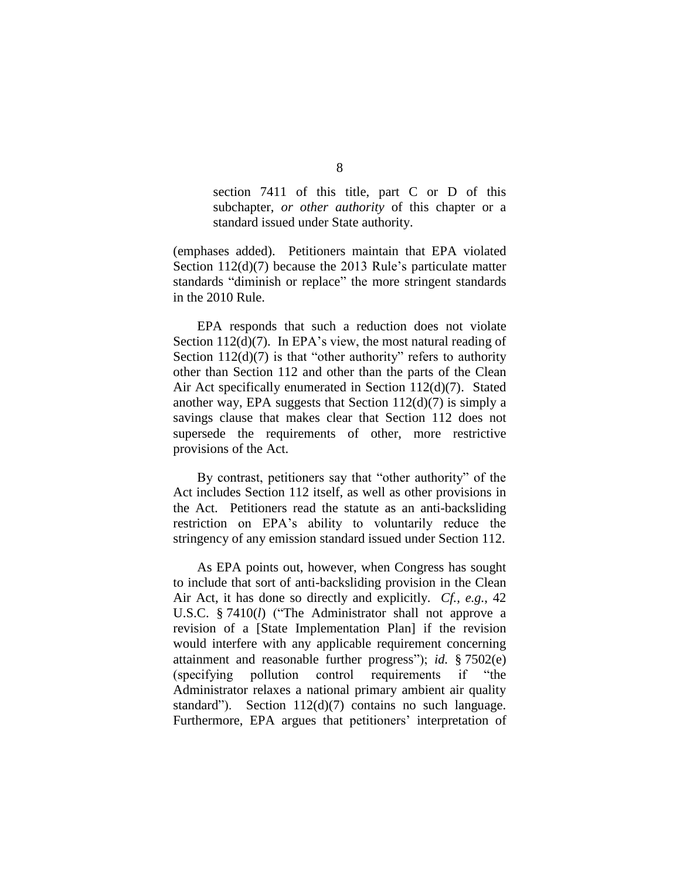> section 7411 of this title, part C or D of this subchapter, *or other authority* of this chapter or a standard issued under State authority.

(emphases added). Petitioners maintain that EPA violated Section 112(d)(7) because the 2013 Rule's particulate matter standards "diminish or replace" the more stringent standards in the 2010 Rule.

EPA responds that such a reduction does not violate Section 112(d)(7). In EPA's view, the most natural reading of Section 112(d)(7) is that "other authority" refers to authority other than Section 112 and other than the parts of the Clean Air Act specifically enumerated in Section 112(d)(7). Stated another way, EPA suggests that Section 112(d)(7) is simply a savings clause that makes clear that Section 112 does not supersede the requirements of other, more restrictive provisions of the Act.

By contrast, petitioners say that "other authority" of the Act includes Section 112 itself, as well as other provisions in the Act. Petitioners read the statute as an anti-backsliding restriction on EPA's ability to voluntarily reduce the stringency of any emission standard issued under Section 112.

As EPA points out, however, when Congress has sought to include that sort of anti-backsliding provision in the Clean Air Act, it has done so directly and explicitly. *Cf., e.g.*, 42 U.S.C. § 7410(*l*) ("The Administrator shall not approve a revision of a [State Implementation Plan] if the revision would interfere with any applicable requirement concerning attainment and reasonable further progress"); *id.* § 7502(e) (specifying pollution control requirements if "the Administrator relaxes a national primary ambient air quality standard"). Section 112(d)(7) contains no such language. Furthermore, EPA argues that petitioners' interpretation of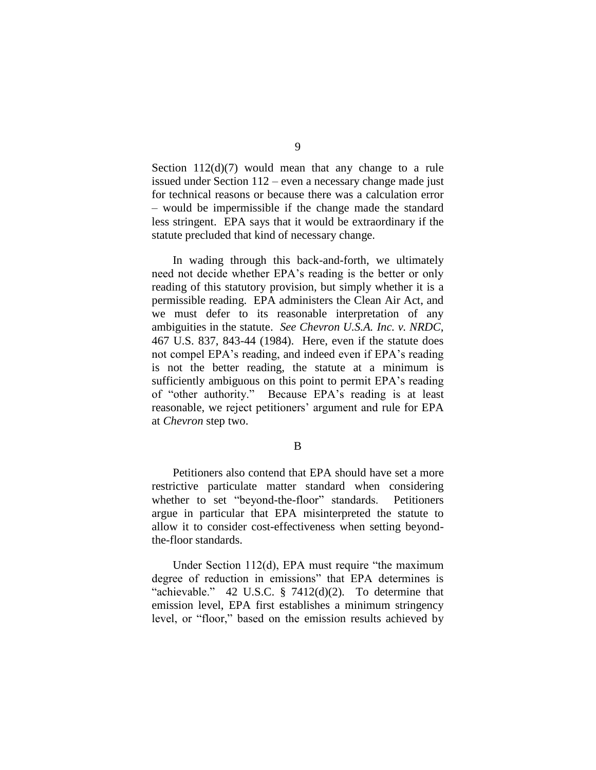Section 112(d)(7) would mean that any change to a rule issued under Section 112 – even a necessary change made just for technical reasons or because there was a calculation error – would be impermissible if the change made the standard less stringent. EPA says that it would be extraordinary if the statute precluded that kind of necessary change.

In wading through this back-and-forth, we ultimately need not decide whether EPA's reading is the better or only reading of this statutory provision, but simply whether it is a permissible reading. EPA administers the Clean Air Act, and we must defer to its reasonable interpretation of any ambiguities in the statute. *See Chevron U.S.A. Inc. v. NRDC*, 467 U.S. 837, 843-44 (1984). Here, even if the statute does not compel EPA's reading, and indeed even if EPA's reading is not the better reading, the statute at a minimum is sufficiently ambiguous on this point to permit EPA's reading of "other authority." Because EPA's reading is at least reasonable, we reject petitioners' argument and rule for EPA at *Chevron* step two.

## B

Petitioners also contend that EPA should have set a more restrictive particulate matter standard when considering whether to set "beyond-the-floor" standards. Petitioners argue in particular that EPA misinterpreted the statute to allow it to consider cost-effectiveness when setting beyond-the-floor standards.

Under Section 112(d), EPA must require "the maximum degree of reduction in emissions" that EPA determines is "achievable." 42 U.S.C. § 7412(d)(2). To determine that emission level, EPA first establishes a minimum stringency level, or "floor," based on the emission results achieved by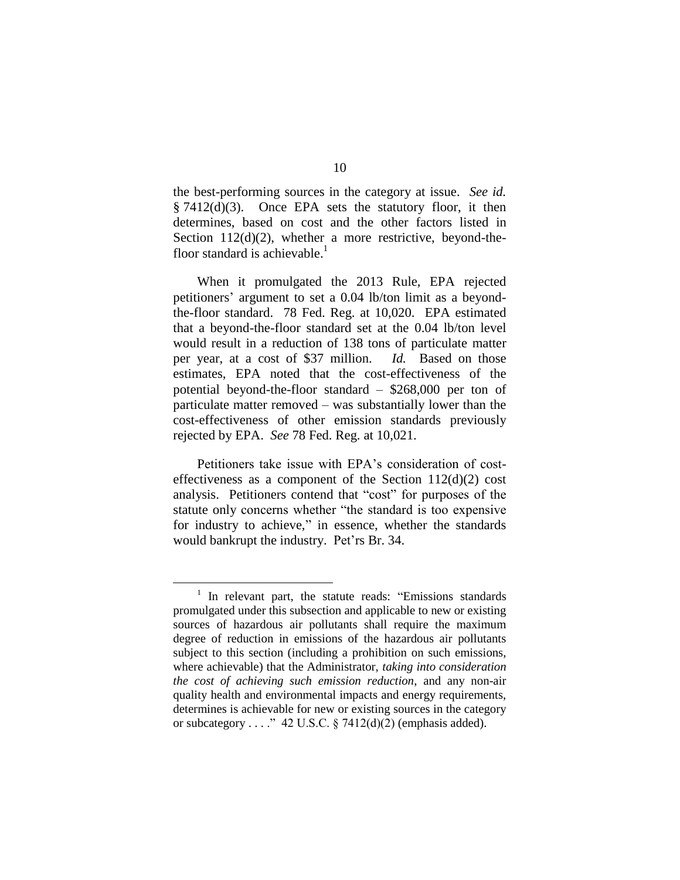the best-performing sources in the category at issue. *See id.* § 7412(d)(3). Once EPA sets the statutory floor, it then determines, based on cost and the other factors listed in Section 112(d)(2), whether a more restrictive, beyond-the-floor standard is achievable.[1]

When it promulgated the 2013 Rule, EPA rejected petitioners' argument to set a 0.04 lb/ton limit as a beyond-the-floor standard. 78 Fed. Reg. at 10,020. EPA estimated that a beyond-the-floor standard set at the 0.04 lb/ton level would result in a reduction of 138 tons of particulate matter per year, at a cost of $37 million. *Id.* Based on those estimates, EPA noted that the cost-effectiveness of the potential beyond-the-floor standard – $268,000 per ton of particulate matter removed – was substantially lower than the cost-effectiveness of other emission standards previously rejected by EPA. *See* 78 Fed. Reg. at 10,021.

Petitioners take issue with EPA's consideration of cost-effectiveness as a component of the Section 112(d)(2) cost analysis. Petitioners contend that "cost" for purposes of the statute only concerns whether "the standard is too expensive for industry to achieve," in essence, whether the standards would bankrupt the industry. Pet'rs Br. 34.

---

[1] In relevant part, the statute reads: "Emissions standards promulgated under this subsection and applicable to new or existing sources of hazardous air pollutants shall require the maximum degree of reduction in emissions of the hazardous air pollutants subject to this section (including a prohibition on such emissions, where achievable) that the Administrator, *taking into consideration the cost of achieving such emission reduction*, and any non-air quality health and environmental impacts and energy requirements, determines is achievable for new or existing sources in the category or subcategory . . . ." 42 U.S.C. § 7412(d)(2) (emphasis added).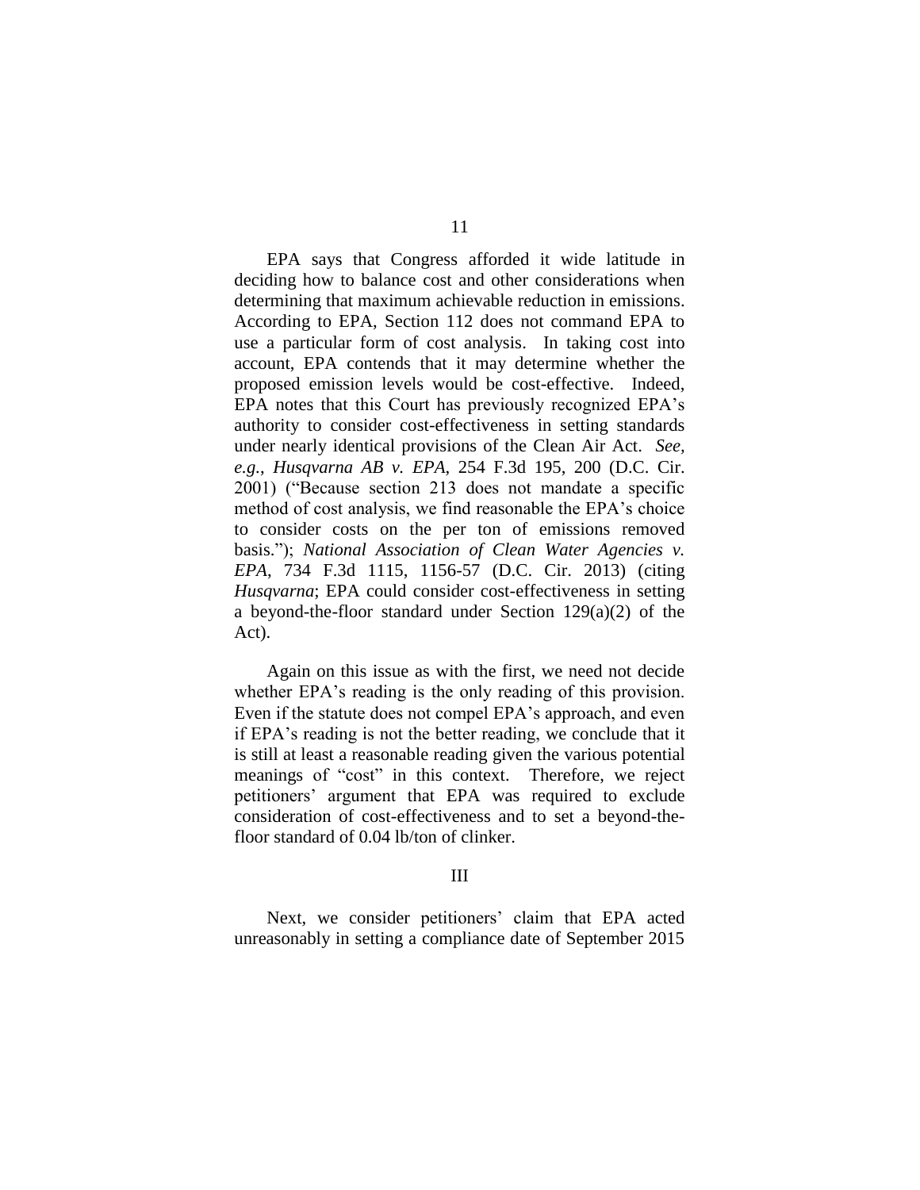EPA says that Congress afforded it wide latitude in deciding how to balance cost and other considerations when determining that maximum achievable reduction in emissions. According to EPA, Section 112 does not command EPA to use a particular form of cost analysis. In taking cost into account, EPA contends that it may determine whether the proposed emission levels would be cost-effective. Indeed, EPA notes that this Court has previously recognized EPA's authority to consider cost-effectiveness in setting standards under nearly identical provisions of the Clean Air Act. *See, e.g.*, *Husqvarna AB v. EPA*, 254 F.3d 195, 200 (D.C. Cir. 2001) ("Because section 213 does not mandate a specific method of cost analysis, we find reasonable the EPA's choice to consider costs on the per ton of emissions removed basis."); *National Association of Clean Water Agencies v. EPA*, 734 F.3d 1115, 1156-57 (D.C. Cir. 2013) (citing *Husqvarna*; EPA could consider cost-effectiveness in setting a beyond-the-floor standard under Section 129(a)(2) of the Act).

Again on this issue as with the first, we need not decide whether EPA's reading is the only reading of this provision. Even if the statute does not compel EPA's approach, and even if EPA's reading is not the better reading, we conclude that it is still at least a reasonable reading given the various potential meanings of "cost" in this context. Therefore, we reject petitioners' argument that EPA was required to exclude consideration of cost-effectiveness and to set a beyond-the-floor standard of 0.04 lb/ton of clinker.

## III

Next, we consider petitioners' claim that EPA acted unreasonably in setting a compliance date of September 2015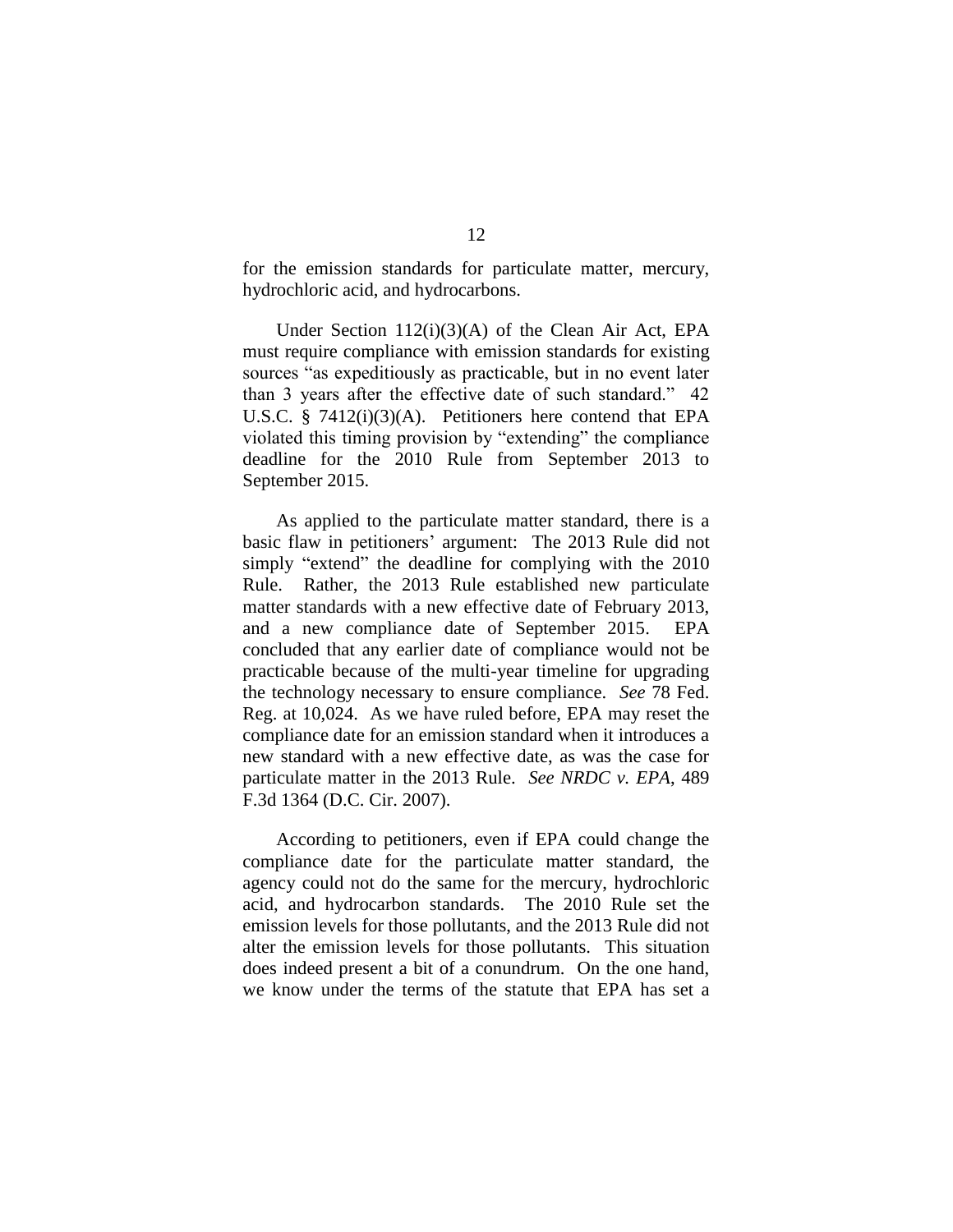for the emission standards for particulate matter, mercury, hydrochloric acid, and hydrocarbons.

Under Section 112(i)(3)(A) of the Clean Air Act, EPA must require compliance with emission standards for existing sources "as expeditiously as practicable, but in no event later than 3 years after the effective date of such standard." 42 U.S.C. § 7412(i)(3)(A). Petitioners here contend that EPA violated this timing provision by "extending" the compliance deadline for the 2010 Rule from September 2013 to September 2015.

As applied to the particulate matter standard, there is a basic flaw in petitioners' argument: The 2013 Rule did not simply "extend" the deadline for complying with the 2010 Rule. Rather, the 2013 Rule established new particulate matter standards with a new effective date of February 2013, and a new compliance date of September 2015. EPA concluded that any earlier date of compliance would not be practicable because of the multi-year timeline for upgrading the technology necessary to ensure compliance. *See* 78 Fed. Reg. at 10,024. As we have ruled before, EPA may reset the compliance date for an emission standard when it introduces a new standard with a new effective date, as was the case for particulate matter in the 2013 Rule. *See NRDC v. EPA*, 489 F.3d 1364 (D.C. Cir. 2007).

According to petitioners, even if EPA could change the compliance date for the particulate matter standard, the agency could not do the same for the mercury, hydrochloric acid, and hydrocarbon standards. The 2010 Rule set the emission levels for those pollutants, and the 2013 Rule did not alter the emission levels for those pollutants. This situation does indeed present a bit of a conundrum. On the one hand, we know under the terms of the statute that EPA has set a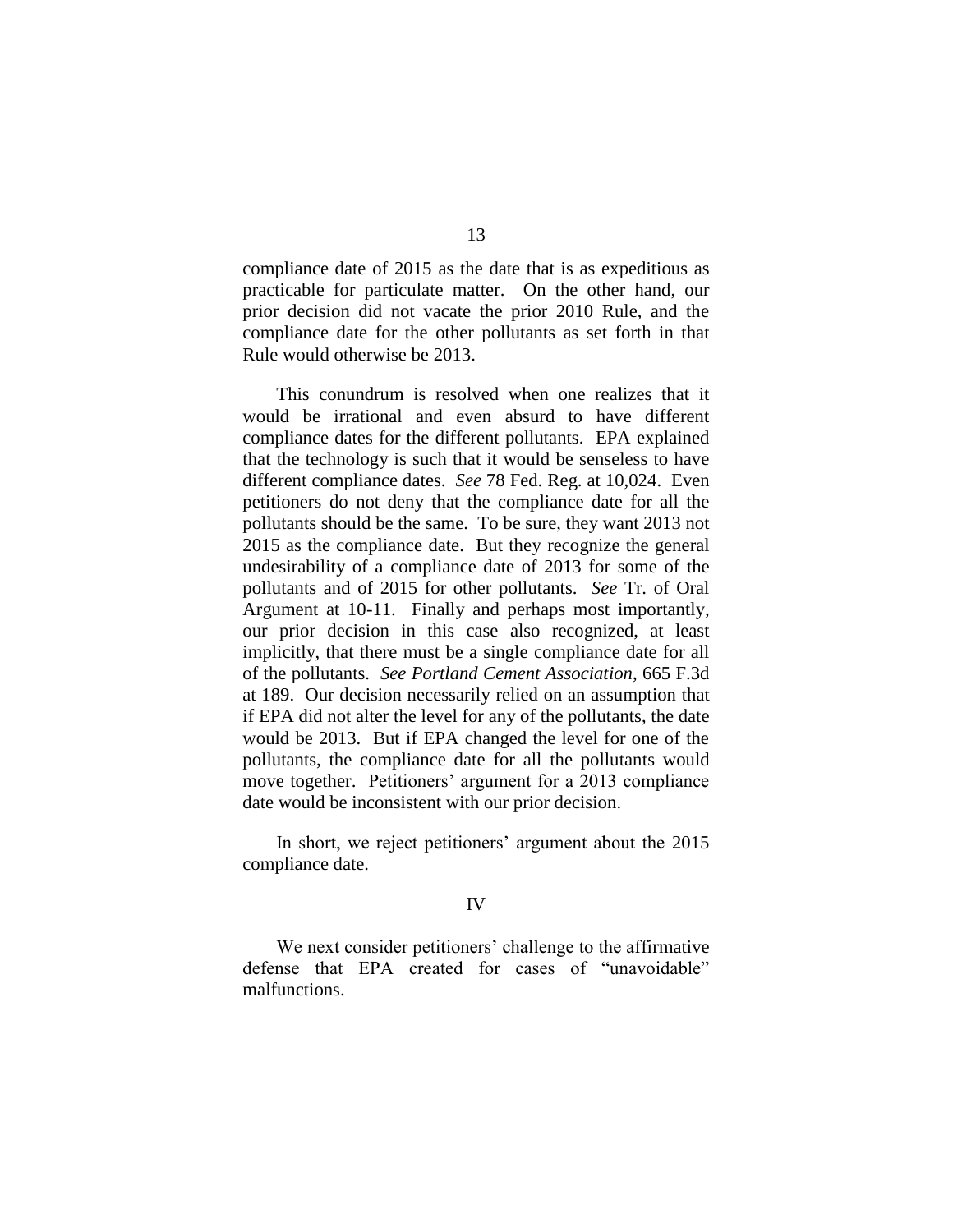compliance date of 2015 as the date that is as expeditious as practicable for particulate matter. On the other hand, our prior decision did not vacate the prior 2010 Rule, and the compliance date for the other pollutants as set forth in that Rule would otherwise be 2013.

This conundrum is resolved when one realizes that it would be irrational and even absurd to have different compliance dates for the different pollutants. EPA explained that the technology is such that it would be senseless to have different compliance dates. *See* 78 Fed. Reg. at 10,024. Even petitioners do not deny that the compliance date for all the pollutants should be the same. To be sure, they want 2013 not 2015 as the compliance date. But they recognize the general undesirability of a compliance date of 2013 for some of the pollutants and of 2015 for other pollutants. *See* Tr. of Oral Argument at 10-11. Finally and perhaps most importantly, our prior decision in this case also recognized, at least implicitly, that there must be a single compliance date for all of the pollutants. *See Portland Cement Association*, 665 F.3d at 189. Our decision necessarily relied on an assumption that if EPA did not alter the level for any of the pollutants, the date would be 2013. But if EPA changed the level for one of the pollutants, the compliance date for all the pollutants would move together. Petitioners' argument for a 2013 compliance date would be inconsistent with our prior decision.

In short, we reject petitioners' argument about the 2015 compliance date.

## IV

We next consider petitioners' challenge to the affirmative defense that EPA created for cases of "unavoidable" malfunctions.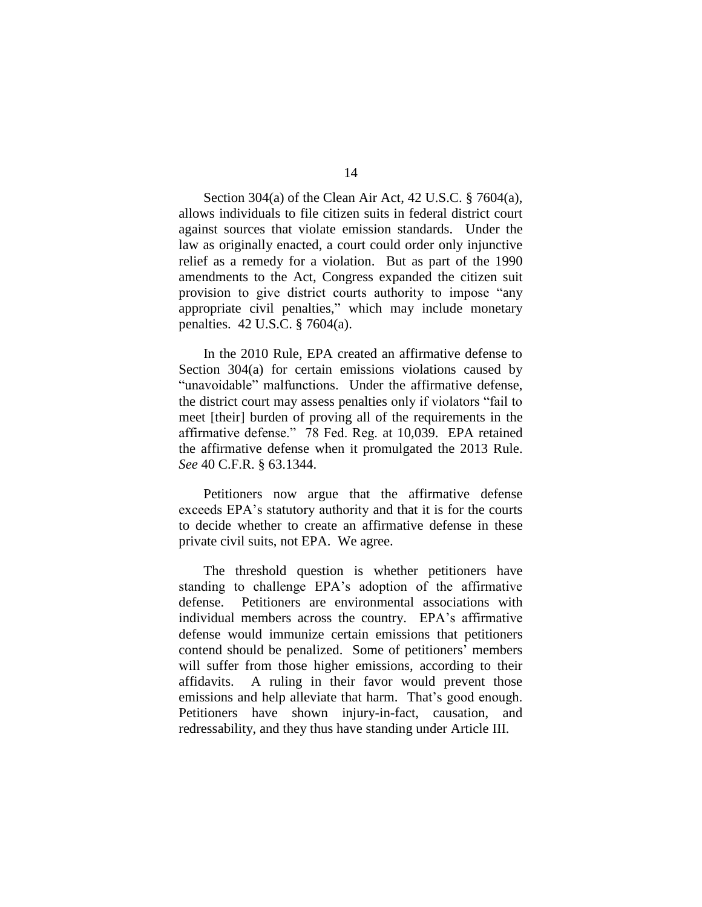Section 304(a) of the Clean Air Act, 42 U.S.C. § 7604(a), allows individuals to file citizen suits in federal district court against sources that violate emission standards. Under the law as originally enacted, a court could order only injunctive relief as a remedy for a violation. But as part of the 1990 amendments to the Act, Congress expanded the citizen suit provision to give district courts authority to impose "any appropriate civil penalties," which may include monetary penalties. 42 U.S.C. § 7604(a).

In the 2010 Rule, EPA created an affirmative defense to Section 304(a) for certain emissions violations caused by "unavoidable" malfunctions. Under the affirmative defense, the district court may assess penalties only if violators "fail to meet [their] burden of proving all of the requirements in the affirmative defense." 78 Fed. Reg. at 10,039. EPA retained the affirmative defense when it promulgated the 2013 Rule. *See* 40 C.F.R. § 63.1344.

Petitioners now argue that the affirmative defense exceeds EPA's statutory authority and that it is for the courts to decide whether to create an affirmative defense in these private civil suits, not EPA. We agree.

The threshold question is whether petitioners have standing to challenge EPA's adoption of the affirmative defense. Petitioners are environmental associations with individual members across the country. EPA's affirmative defense would immunize certain emissions that petitioners contend should be penalized. Some of petitioners' members will suffer from those higher emissions, according to their affidavits. A ruling in their favor would prevent those emissions and help alleviate that harm. That's good enough. Petitioners have shown injury-in-fact, causation, and redressability, and they thus have standing under Article III.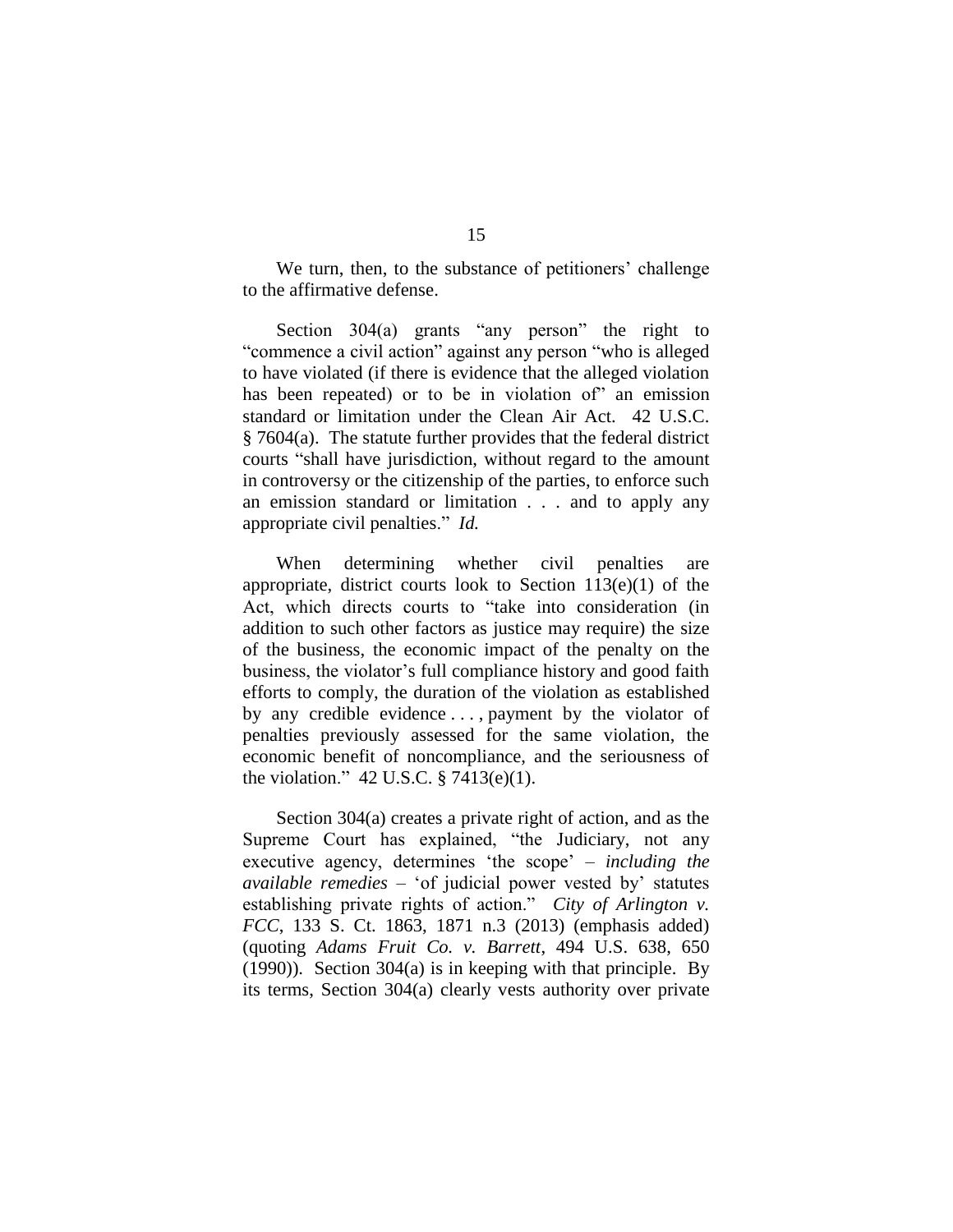We turn, then, to the substance of petitioners' challenge to the affirmative defense.

Section 304(a) grants "any person" the right to "commence a civil action" against any person "who is alleged to have violated (if there is evidence that the alleged violation has been repeated) or to be in violation of" an emission standard or limitation under the Clean Air Act. 42 U.S.C. § 7604(a). The statute further provides that the federal district courts "shall have jurisdiction, without regard to the amount in controversy or the citizenship of the parties, to enforce such an emission standard or limitation . . . and to apply any appropriate civil penalties." *Id.*

When determining whether civil penalties are appropriate, district courts look to Section 113(e)(1) of the Act, which directs courts to "take into consideration (in addition to such other factors as justice may require) the size of the business, the economic impact of the penalty on the business, the violator's full compliance history and good faith efforts to comply, the duration of the violation as established by any credible evidence . . . , payment by the violator of penalties previously assessed for the same violation, the economic benefit of noncompliance, and the seriousness of the violation." 42 U.S.C. § 7413(e)(1).

Section 304(a) creates a private right of action, and as the Supreme Court has explained, "the Judiciary, not any executive agency, determines 'the scope' – *including the available remedies* – 'of judicial power vested by' statutes establishing private rights of action." *City of Arlington v. FCC*, 133 S. Ct. 1863, 1871 n.3 (2013) (emphasis added) (quoting *Adams Fruit Co. v. Barrett*, 494 U.S. 638, 650 (1990)). Section 304(a) is in keeping with that principle. By its terms, Section 304(a) clearly vests authority over private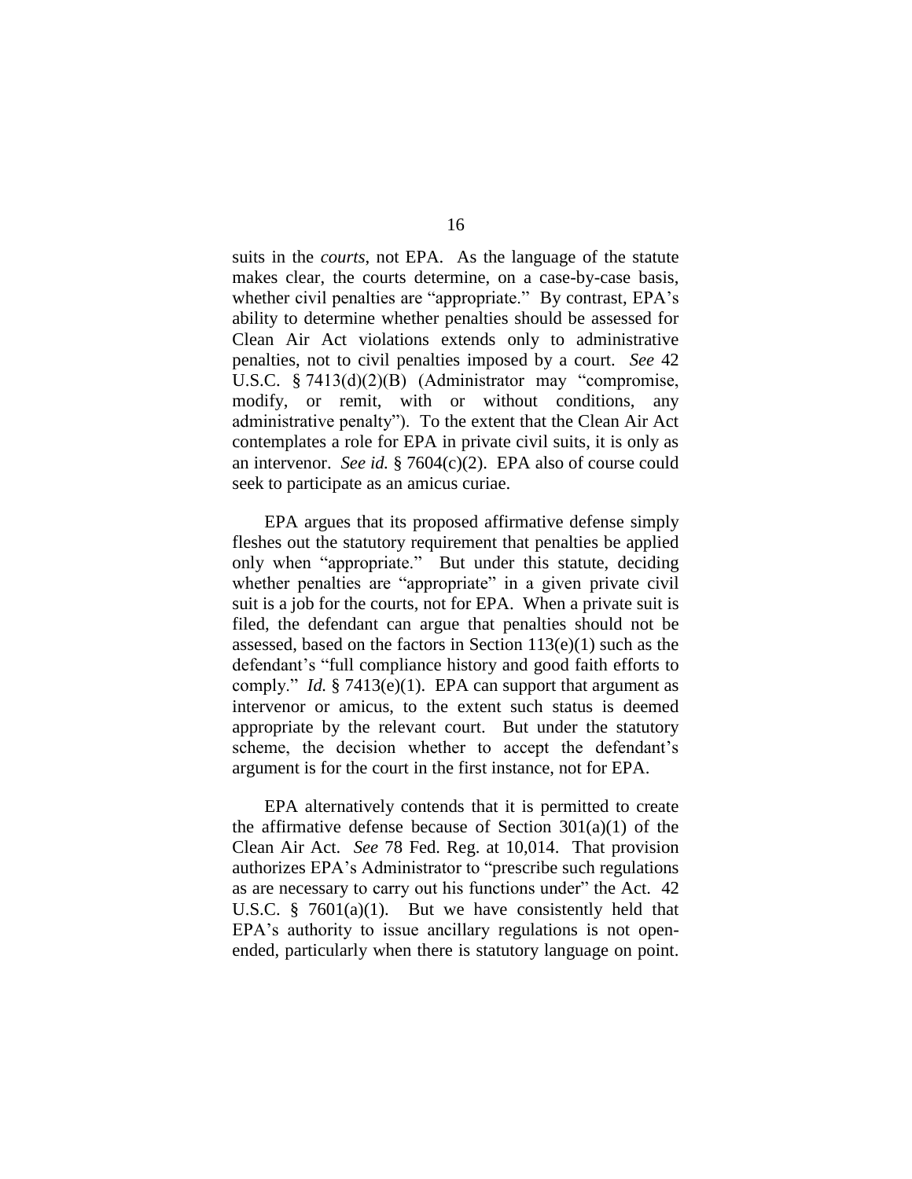suits in the *courts*, not EPA. As the language of the statute makes clear, the courts determine, on a case-by-case basis, whether civil penalties are "appropriate." By contrast, EPA's ability to determine whether penalties should be assessed for Clean Air Act violations extends only to administrative penalties, not to civil penalties imposed by a court. *See* 42 U.S.C. § 7413(d)(2)(B) (Administrator may "compromise, modify, or remit, with or without conditions, any administrative penalty"). To the extent that the Clean Air Act contemplates a role for EPA in private civil suits, it is only as an intervenor. *See id.* § 7604(c)(2). EPA also of course could seek to participate as an amicus curiae.

EPA argues that its proposed affirmative defense simply fleshes out the statutory requirement that penalties be applied only when "appropriate." But under this statute, deciding whether penalties are "appropriate" in a given private civil suit is a job for the courts, not for EPA. When a private suit is filed, the defendant can argue that penalties should not be assessed, based on the factors in Section 113(e)(1) such as the defendant's "full compliance history and good faith efforts to comply." *Id.* § 7413(e)(1). EPA can support that argument as intervenor or amicus, to the extent such status is deemed appropriate by the relevant court. But under the statutory scheme, the decision whether to accept the defendant's argument is for the court in the first instance, not for EPA.

EPA alternatively contends that it is permitted to create the affirmative defense because of Section 301(a)(1) of the Clean Air Act. *See* 78 Fed. Reg. at 10,014. That provision authorizes EPA's Administrator to "prescribe such regulations as are necessary to carry out his functions under" the Act. 42 U.S.C. § 7601(a)(1). But we have consistently held that EPA's authority to issue ancillary regulations is not open-ended, particularly when there is statutory language on point.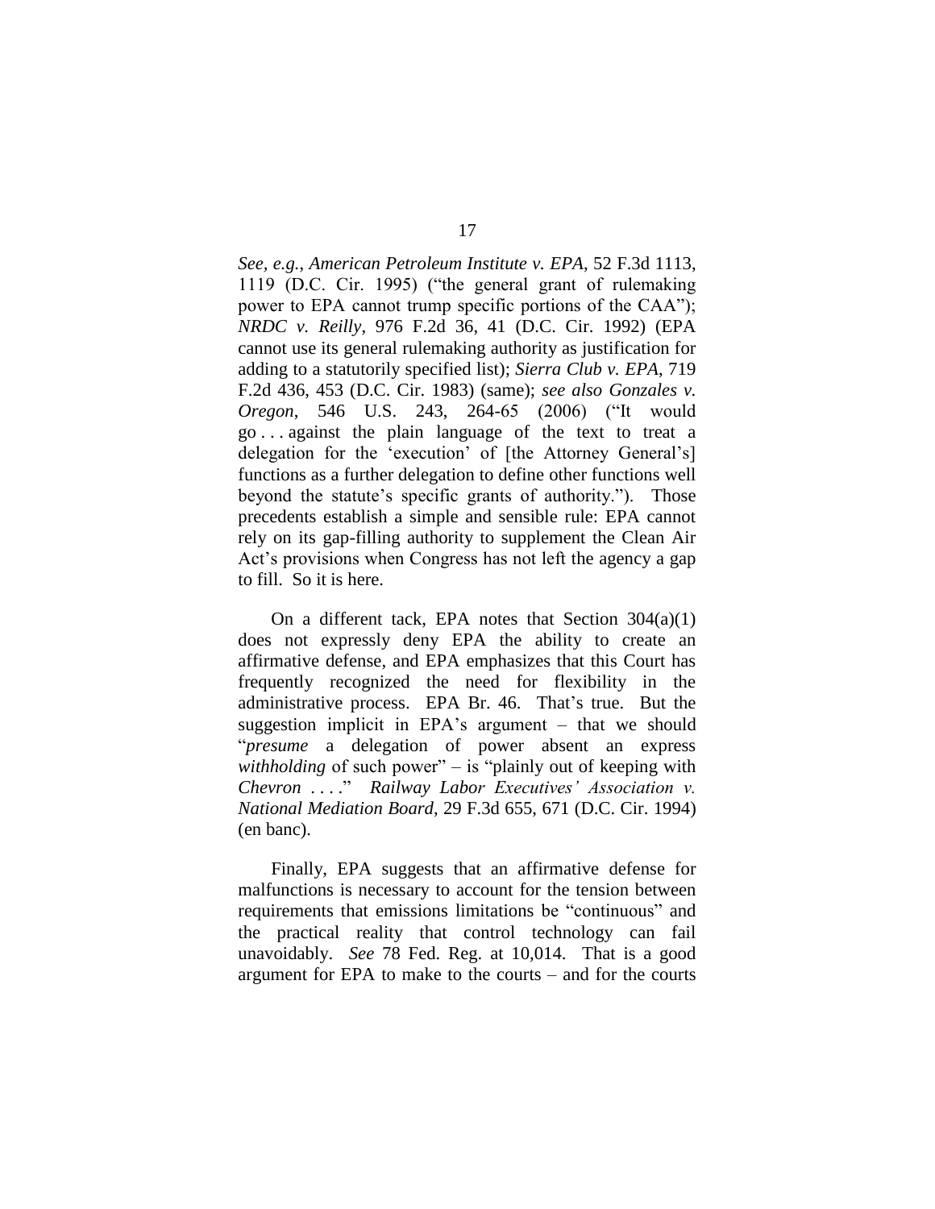*See, e.g.*, *American Petroleum Institute v. EPA*, 52 F.3d 1113, 1119 (D.C. Cir. 1995) ("the general grant of rulemaking power to EPA cannot trump specific portions of the CAA"); *NRDC v. Reilly*, 976 F.2d 36, 41 (D.C. Cir. 1992) (EPA cannot use its general rulemaking authority as justification for adding to a statutorily specified list); *Sierra Club v. EPA*, 719 F.2d 436, 453 (D.C. Cir. 1983) (same); *see also Gonzales v. Oregon*, 546 U.S. 243, 264-65 (2006) ("It would go . . . against the plain language of the text to treat a delegation for the 'execution' of [the Attorney General's] functions as a further delegation to define other functions well beyond the statute's specific grants of authority."). Those precedents establish a simple and sensible rule: EPA cannot rely on its gap-filling authority to supplement the Clean Air Act's provisions when Congress has not left the agency a gap to fill. So it is here.

On a different tack, EPA notes that Section 304(a)(1) does not expressly deny EPA the ability to create an affirmative defense, and EPA emphasizes that this Court has frequently recognized the need for flexibility in the administrative process. EPA Br. 46. That's true. But the suggestion implicit in EPA's argument – that we should "*presume* a delegation of power absent an express *withholding* of such power" – is "plainly out of keeping with *Chevron* . . . ." *Railway Labor Executives' Association v. National Mediation Board*, 29 F.3d 655, 671 (D.C. Cir. 1994) (en banc).

Finally, EPA suggests that an affirmative defense for malfunctions is necessary to account for the tension between requirements that emissions limitations be "continuous" and the practical reality that control technology can fail unavoidably. *See* 78 Fed. Reg. at 10,014. That is a good argument for EPA to make to the courts – and for the courts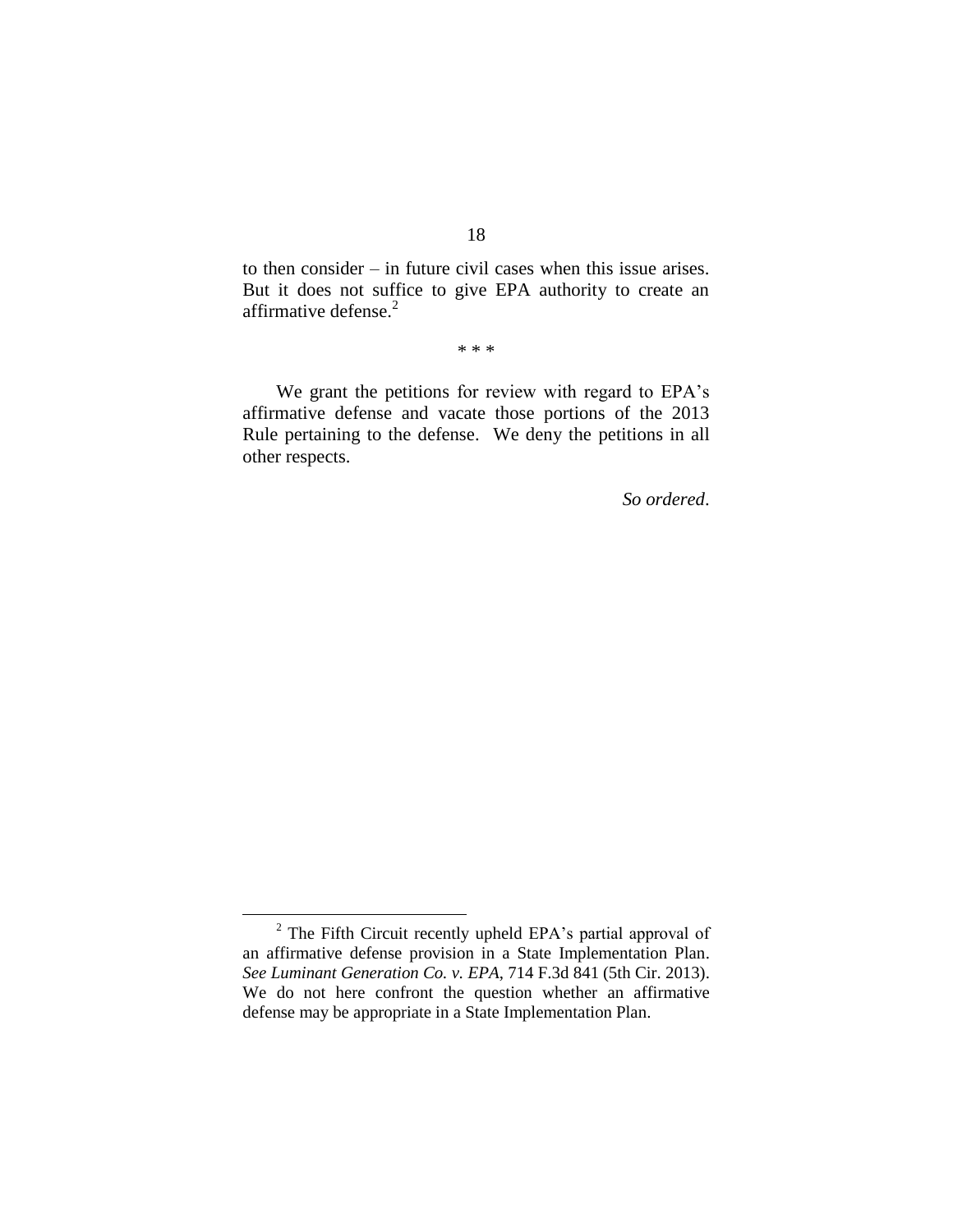to then consider – in future civil cases when this issue arises. But it does not suffice to give EPA authority to create an affirmative defense.[2]

* * *

We grant the petitions for review with regard to EPA's affirmative defense and vacate those portions of the 2013 Rule pertaining to the defense. We deny the petitions in all other respects.

*So ordered*.

---

[2] The Fifth Circuit recently upheld EPA's partial approval of an affirmative defense provision in a State Implementation Plan. *See Luminant Generation Co. v. EPA*, 714 F.3d 841 (5th Cir. 2013). We do not here confront the question whether an affirmative defense may be appropriate in a State Implementation Plan.